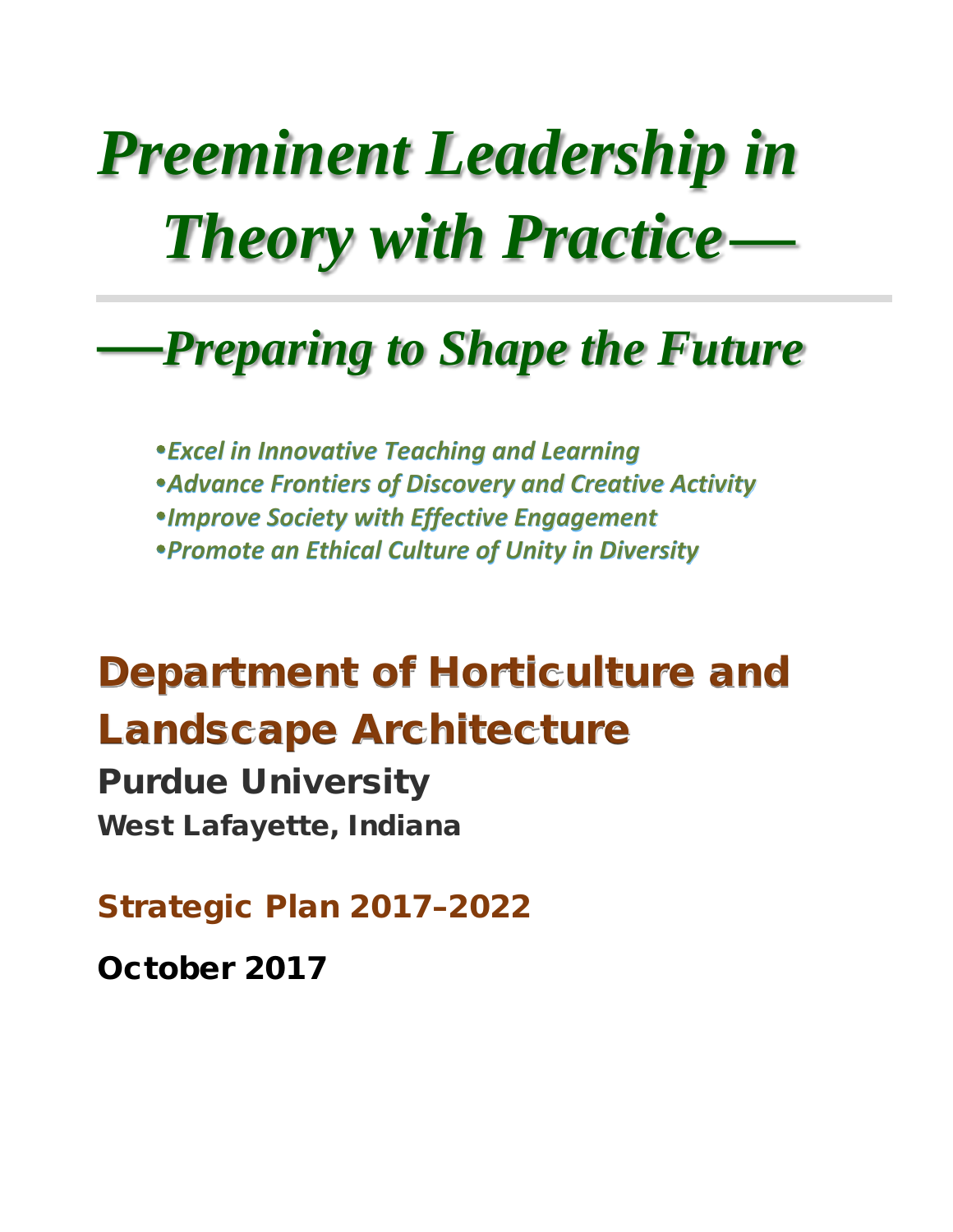# *Preeminent Leadership in Theory with Practice—*

## *—Preparing to Shape the Future*

- *Excel in Innovative Teaching and Learning*
- *Advance Frontiers of Discovery and Creative Activity*
- *Improve Society with Effective Engagement*
- *Promote an Ethical Culture of Unity in Diversity*

## Department of Horticulture and Landscape Architecture

**Purdue University**

**West Lafayette, Indiana**

**Strategic Plan 2017–2022**

**October 2017**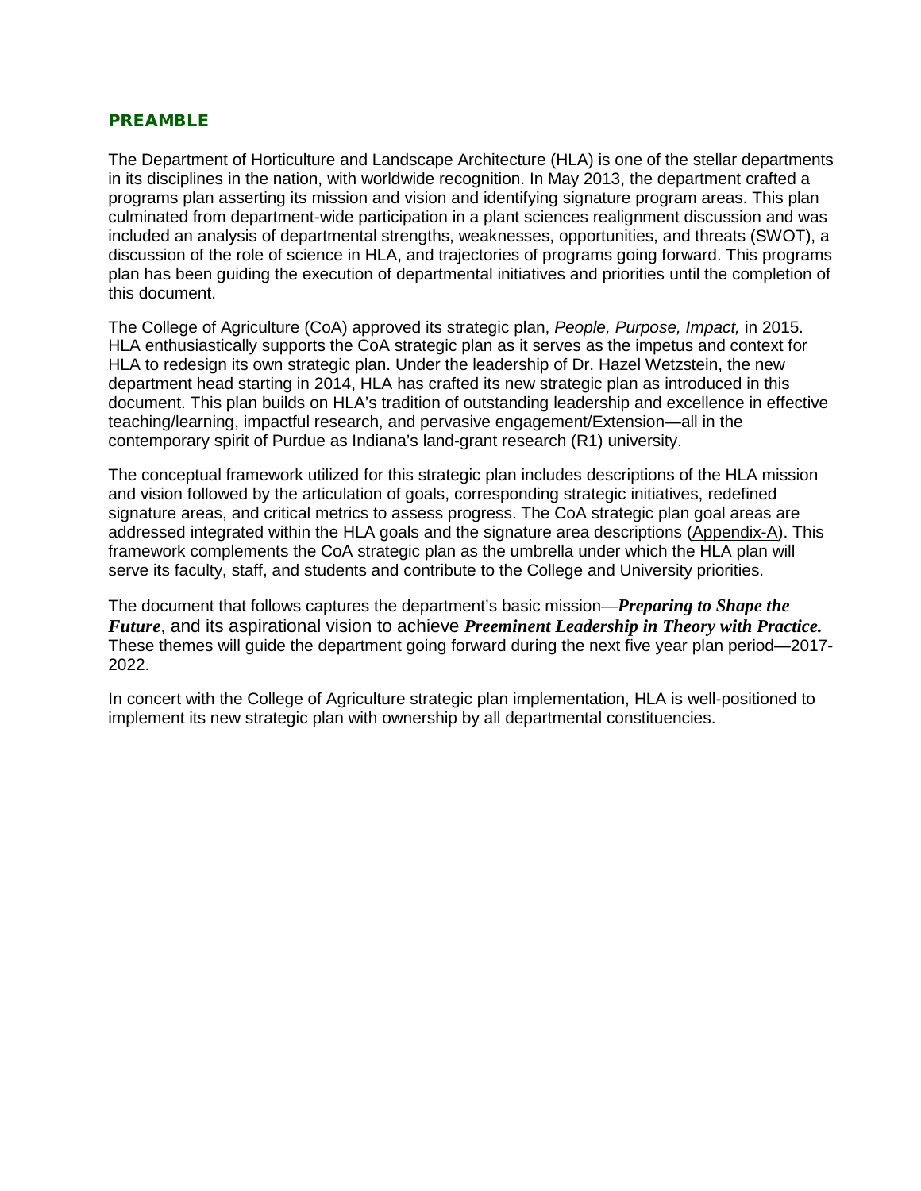## PREAMBLE

The Department of Horticulture and Landscape Architecture (HLA) is one of the stellar departments in its disciplines in the nation, with worldwide recognition. In May 2013, the department crafted a programs plan asserting its mission and vision and identifying signature program areas. This plan culminated from department-wide participation in a plant sciences realignment discussion and was included an analysis of departmental strengths, weaknesses, opportunities, and threats (SWOT), a discussion of the role of science in HLA, and trajectories of programs going forward. This programs plan has been guiding the execution of departmental initiatives and priorities until the completion of this document.

The College of Agriculture (CoA) approved its strategic plan, *People, Purpose, Impact,* in 2015. HLA enthusiastically supports the CoA strategic plan as it serves as the impetus and context for HLA to redesign its own strategic plan. Under the leadership of Dr. Hazel Wetzstein, the new department head starting in 2014, HLA has crafted its new strategic plan as introduced in this document. This plan builds on HLA's tradition of outstanding leadership and excellence in effective teaching/learning, impactful research, and pervasive engagement/Extension—all in the contemporary spirit of Purdue as Indiana's land-grant research (R1) university.

The conceptual framework utilized for this strategic plan includes descriptions of the HLA mission and vision followed by the articulation of goals, corresponding strategic initiatives, redefined signature areas, and critical metrics to assess progress. The CoA strategic plan goal areas are addressed integrated within the HLA goals and the signature area descriptions (Appendix-A). This framework complements the CoA strategic plan as the umbrella under which the HLA plan will serve its faculty, staff, and students and contribute to the College and University priorities.

The document that follows captures the department's basic mission—***Preparing to Shape the Future***, and its aspirational vision to achieve ***Preeminent Leadership in Theory with Practice.*** These themes will guide the department going forward during the next five year plan period—2017-2022.

In concert with the College of Agriculture strategic plan implementation, HLA is well-positioned to implement its new strategic plan with ownership by all departmental constituencies.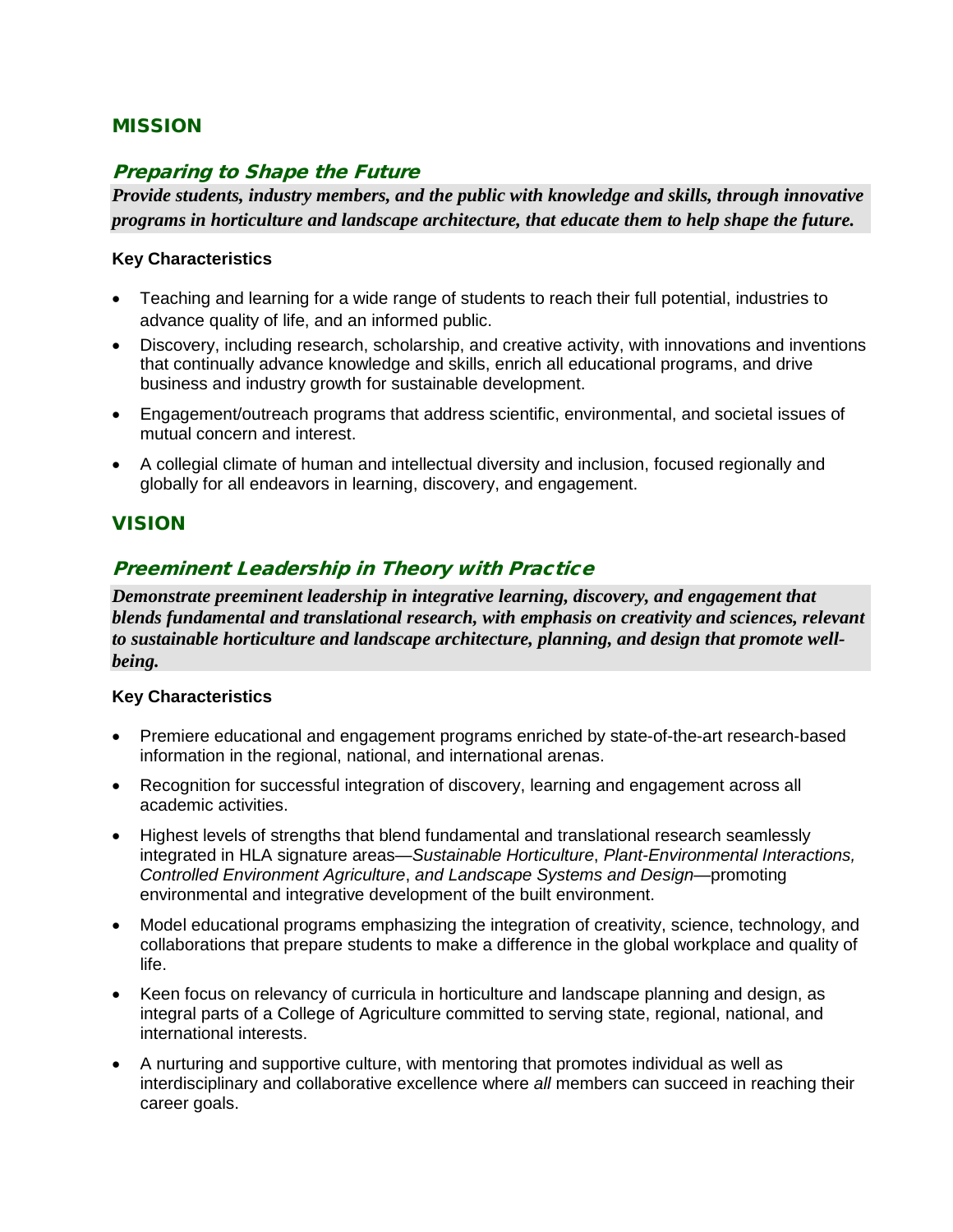## MISSION

### *Preparing to Shape the Future*

***Provide students, industry members, and the public with knowledge and skills, through innovative programs in horticulture and landscape architecture, that educate them to help shape the future.***

**Key Characteristics**

- Teaching and learning for a wide range of students to reach their full potential, industries to advance quality of life, and an informed public.
- Discovery, including research, scholarship, and creative activity, with innovations and inventions that continually advance knowledge and skills, enrich all educational programs, and drive business and industry growth for sustainable development.
- Engagement/outreach programs that address scientific, environmental, and societal issues of mutual concern and interest.
- A collegial climate of human and intellectual diversity and inclusion, focused regionally and globally for all endeavors in learning, discovery, and engagement.

## VISION

### *Preeminent Leadership in Theory with Practice*

***Demonstrate preeminent leadership in integrative learning, discovery, and engagement that blends fundamental and translational research, with emphasis on creativity and sciences, relevant to sustainable horticulture and landscape architecture, planning, and design that promote well-being.***

**Key Characteristics**

- Premiere educational and engagement programs enriched by state-of-the-art research-based information in the regional, national, and international arenas.
- Recognition for successful integration of discovery, learning and engagement across all academic activities.
- Highest levels of strengths that blend fundamental and translational research seamlessly integrated in HLA signature areas—*Sustainable Horticulture*, *Plant-Environmental Interactions, Controlled Environment Agriculture*, *and Landscape Systems and Design*—promoting environmental and integrative development of the built environment.
- Model educational programs emphasizing the integration of creativity, science, technology, and collaborations that prepare students to make a difference in the global workplace and quality of life.
- Keen focus on relevancy of curricula in horticulture and landscape planning and design, as integral parts of a College of Agriculture committed to serving state, regional, national, and international interests.
- A nurturing and supportive culture, with mentoring that promotes individual as well as interdisciplinary and collaborative excellence where *all* members can succeed in reaching their career goals.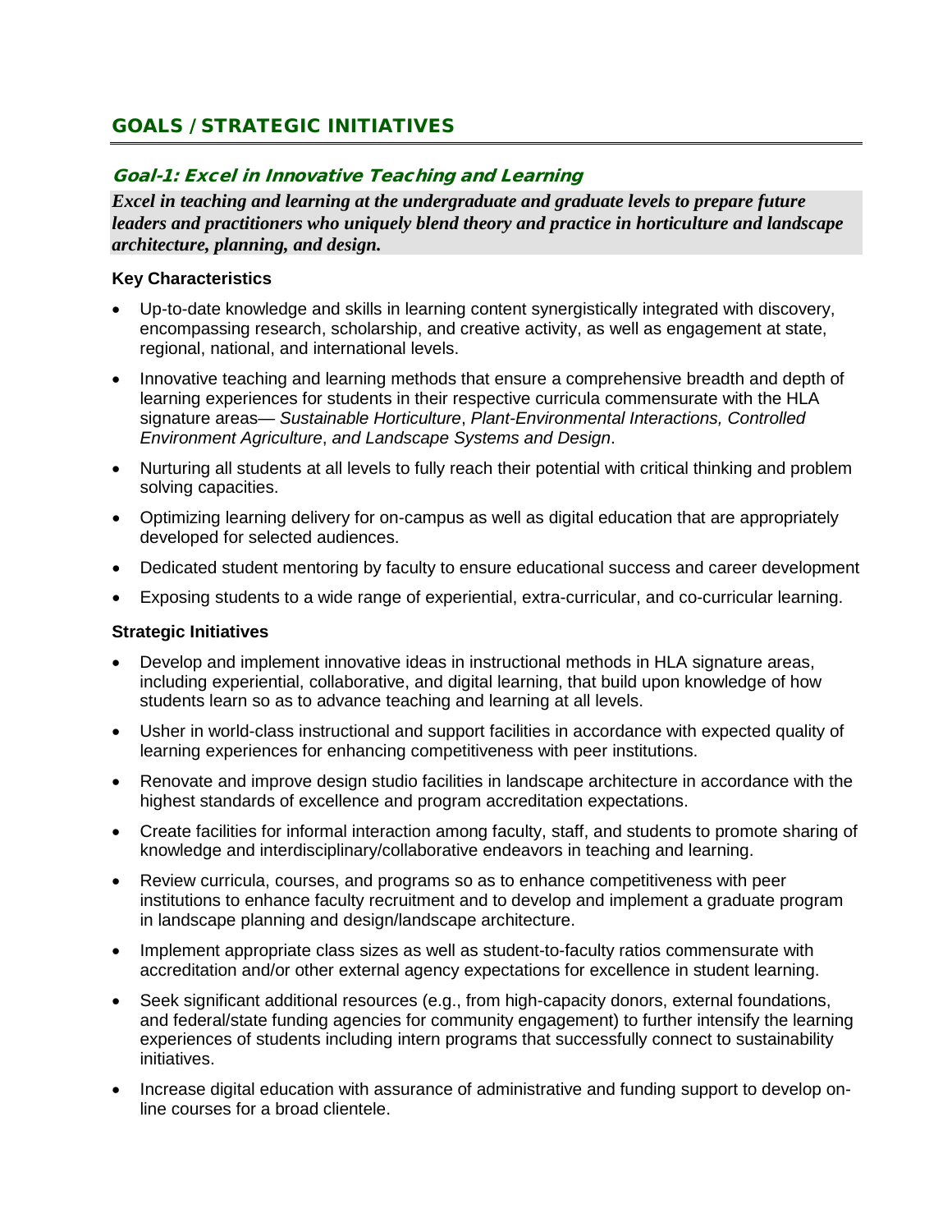## GOALS / STRATEGIC INITIATIVES

### *Goal-1: Excel in Innovative Teaching and Learning*

***Excel in teaching and learning at the undergraduate and graduate levels to prepare future leaders and practitioners who uniquely blend theory and practice in horticulture and landscape architecture, planning, and design.***

**Key Characteristics**

- Up-to-date knowledge and skills in learning content synergistically integrated with discovery, encompassing research, scholarship, and creative activity, as well as engagement at state, regional, national, and international levels.
- Innovative teaching and learning methods that ensure a comprehensive breadth and depth of learning experiences for students in their respective curricula commensurate with the HLA signature areas— *Sustainable Horticulture*, *Plant-Environmental Interactions, Controlled Environment Agriculture*, *and Landscape Systems and Design*.
- Nurturing all students at all levels to fully reach their potential with critical thinking and problem solving capacities.
- Optimizing learning delivery for on-campus as well as digital education that are appropriately developed for selected audiences.
- Dedicated student mentoring by faculty to ensure educational success and career development
- Exposing students to a wide range of experiential, extra-curricular, and co-curricular learning.

**Strategic Initiatives**

- Develop and implement innovative ideas in instructional methods in HLA signature areas, including experiential, collaborative, and digital learning, that build upon knowledge of how students learn so as to advance teaching and learning at all levels.
- Usher in world-class instructional and support facilities in accordance with expected quality of learning experiences for enhancing competitiveness with peer institutions.
- Renovate and improve design studio facilities in landscape architecture in accordance with the highest standards of excellence and program accreditation expectations.
- Create facilities for informal interaction among faculty, staff, and students to promote sharing of knowledge and interdisciplinary/collaborative endeavors in teaching and learning.
- Review curricula, courses, and programs so as to enhance competitiveness with peer institutions to enhance faculty recruitment and to develop and implement a graduate program in landscape planning and design/landscape architecture.
- Implement appropriate class sizes as well as student-to-faculty ratios commensurate with accreditation and/or other external agency expectations for excellence in student learning.
- Seek significant additional resources (e.g., from high-capacity donors, external foundations, and federal/state funding agencies for community engagement) to further intensify the learning experiences of students including intern programs that successfully connect to sustainability initiatives.
- Increase digital education with assurance of administrative and funding support to develop on-line courses for a broad clientele.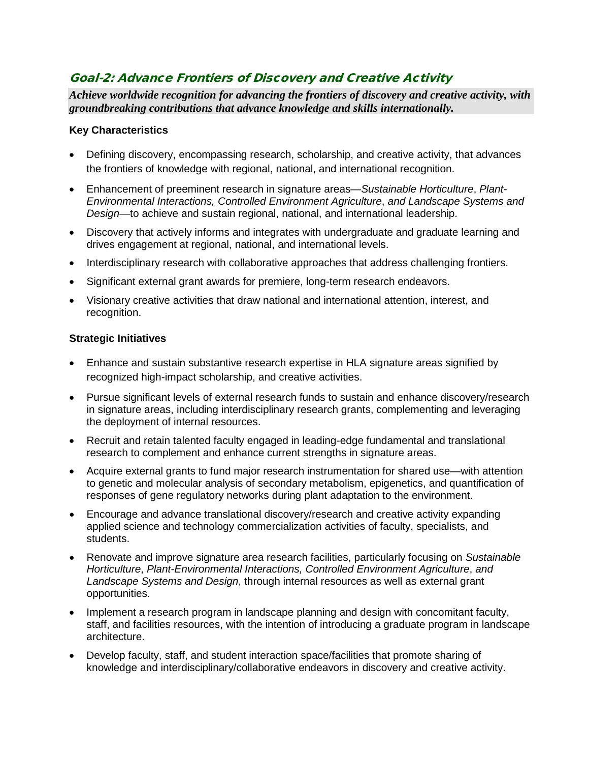## Goal-2: Advance Frontiers of Discovery and Creative Activity

***Achieve worldwide recognition for advancing the frontiers of discovery and creative activity, with groundbreaking contributions that advance knowledge and skills internationally.***

**Key Characteristics**

- Defining discovery, encompassing research, scholarship, and creative activity, that advances the frontiers of knowledge with regional, national, and international recognition.
- Enhancement of preeminent research in signature areas—*Sustainable Horticulture*, *Plant-Environmental Interactions, Controlled Environment Agriculture*, *and Landscape Systems and Design*—to achieve and sustain regional, national, and international leadership.
- Discovery that actively informs and integrates with undergraduate and graduate learning and drives engagement at regional, national, and international levels.
- Interdisciplinary research with collaborative approaches that address challenging frontiers.
- Significant external grant awards for premiere, long-term research endeavors.
- Visionary creative activities that draw national and international attention, interest, and recognition.

**Strategic Initiatives**

- Enhance and sustain substantive research expertise in HLA signature areas signified by recognized high-impact scholarship, and creative activities.
- Pursue significant levels of external research funds to sustain and enhance discovery/research in signature areas, including interdisciplinary research grants, complementing and leveraging the deployment of internal resources.
- Recruit and retain talented faculty engaged in leading-edge fundamental and translational research to complement and enhance current strengths in signature areas.
- Acquire external grants to fund major research instrumentation for shared use—with attention to genetic and molecular analysis of secondary metabolism, epigenetics, and quantification of responses of gene regulatory networks during plant adaptation to the environment.
- Encourage and advance translational discovery/research and creative activity expanding applied science and technology commercialization activities of faculty, specialists, and students.
- Renovate and improve signature area research facilities, particularly focusing on *Sustainable Horticulture*, *Plant-Environmental Interactions, Controlled Environment Agriculture*, *and Landscape Systems and Design*, through internal resources as well as external grant opportunities.
- Implement a research program in landscape planning and design with concomitant faculty, staff, and facilities resources, with the intention of introducing a graduate program in landscape architecture.
- Develop faculty, staff, and student interaction space/facilities that promote sharing of knowledge and interdisciplinary/collaborative endeavors in discovery and creative activity.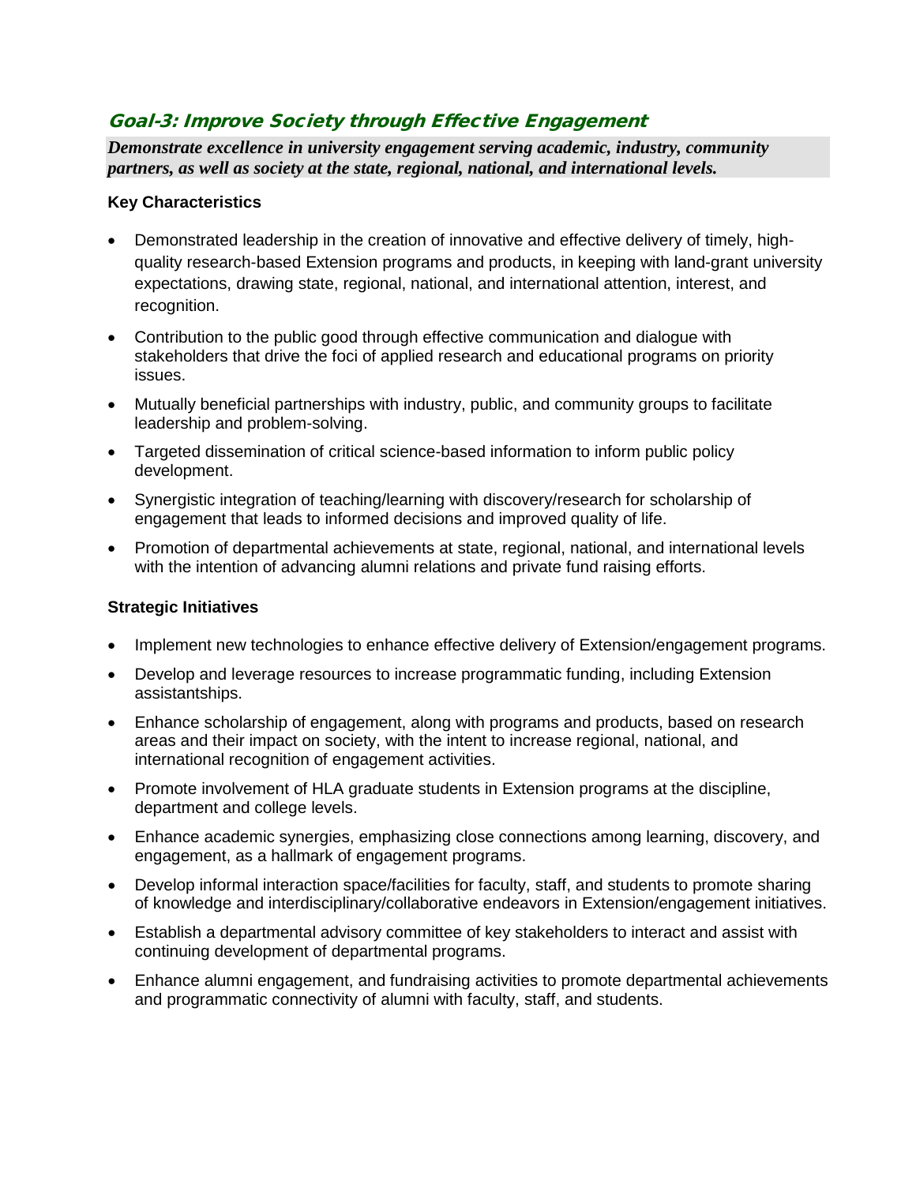## Goal-3: Improve Society through Effective Engagement

***Demonstrate excellence in university engagement serving academic, industry, community partners, as well as society at the state, regional, national, and international levels.***

### Key Characteristics

- Demonstrated leadership in the creation of innovative and effective delivery of timely, high-quality research-based Extension programs and products, in keeping with land-grant university expectations, drawing state, regional, national, and international attention, interest, and recognition.
- Contribution to the public good through effective communication and dialogue with stakeholders that drive the foci of applied research and educational programs on priority issues.
- Mutually beneficial partnerships with industry, public, and community groups to facilitate leadership and problem-solving.
- Targeted dissemination of critical science-based information to inform public policy development.
- Synergistic integration of teaching/learning with discovery/research for scholarship of engagement that leads to informed decisions and improved quality of life.
- Promotion of departmental achievements at state, regional, national, and international levels with the intention of advancing alumni relations and private fund raising efforts.

### Strategic Initiatives

- Implement new technologies to enhance effective delivery of Extension/engagement programs.
- Develop and leverage resources to increase programmatic funding, including Extension assistantships.
- Enhance scholarship of engagement, along with programs and products, based on research areas and their impact on society, with the intent to increase regional, national, and international recognition of engagement activities.
- Promote involvement of HLA graduate students in Extension programs at the discipline, department and college levels.
- Enhance academic synergies, emphasizing close connections among learning, discovery, and engagement, as a hallmark of engagement programs.
- Develop informal interaction space/facilities for faculty, staff, and students to promote sharing of knowledge and interdisciplinary/collaborative endeavors in Extension/engagement initiatives.
- Establish a departmental advisory committee of key stakeholders to interact and assist with continuing development of departmental programs.
- Enhance alumni engagement, and fundraising activities to promote departmental achievements and programmatic connectivity of alumni with faculty, staff, and students.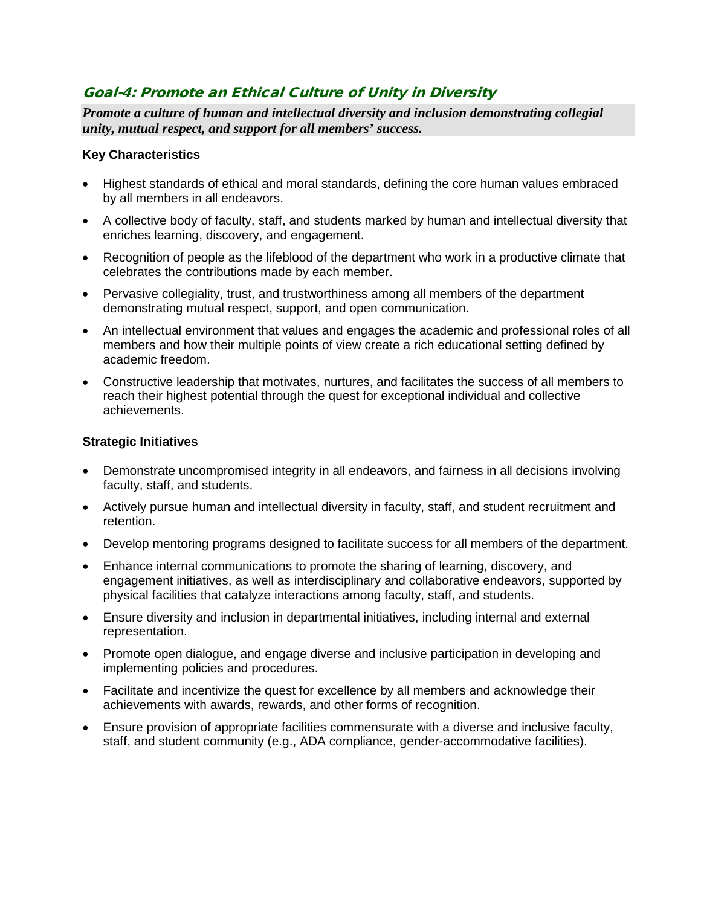## Goal-4: Promote an Ethical Culture of Unity in Diversity

***Promote a culture of human and intellectual diversity and inclusion demonstrating collegial unity, mutual respect, and support for all members' success.***

**Key Characteristics**

- Highest standards of ethical and moral standards, defining the core human values embraced by all members in all endeavors.
- A collective body of faculty, staff, and students marked by human and intellectual diversity that enriches learning, discovery, and engagement.
- Recognition of people as the lifeblood of the department who work in a productive climate that celebrates the contributions made by each member.
- Pervasive collegiality, trust, and trustworthiness among all members of the department demonstrating mutual respect, support, and open communication.
- An intellectual environment that values and engages the academic and professional roles of all members and how their multiple points of view create a rich educational setting defined by academic freedom.
- Constructive leadership that motivates, nurtures, and facilitates the success of all members to reach their highest potential through the quest for exceptional individual and collective achievements.

**Strategic Initiatives**

- Demonstrate uncompromised integrity in all endeavors, and fairness in all decisions involving faculty, staff, and students.
- Actively pursue human and intellectual diversity in faculty, staff, and student recruitment and retention.
- Develop mentoring programs designed to facilitate success for all members of the department.
- Enhance internal communications to promote the sharing of learning, discovery, and engagement initiatives, as well as interdisciplinary and collaborative endeavors, supported by physical facilities that catalyze interactions among faculty, staff, and students.
- Ensure diversity and inclusion in departmental initiatives, including internal and external representation.
- Promote open dialogue, and engage diverse and inclusive participation in developing and implementing policies and procedures.
- Facilitate and incentivize the quest for excellence by all members and acknowledge their achievements with awards, rewards, and other forms of recognition.
- Ensure provision of appropriate facilities commensurate with a diverse and inclusive faculty, staff, and student community (e.g., ADA compliance, gender-accommodative facilities).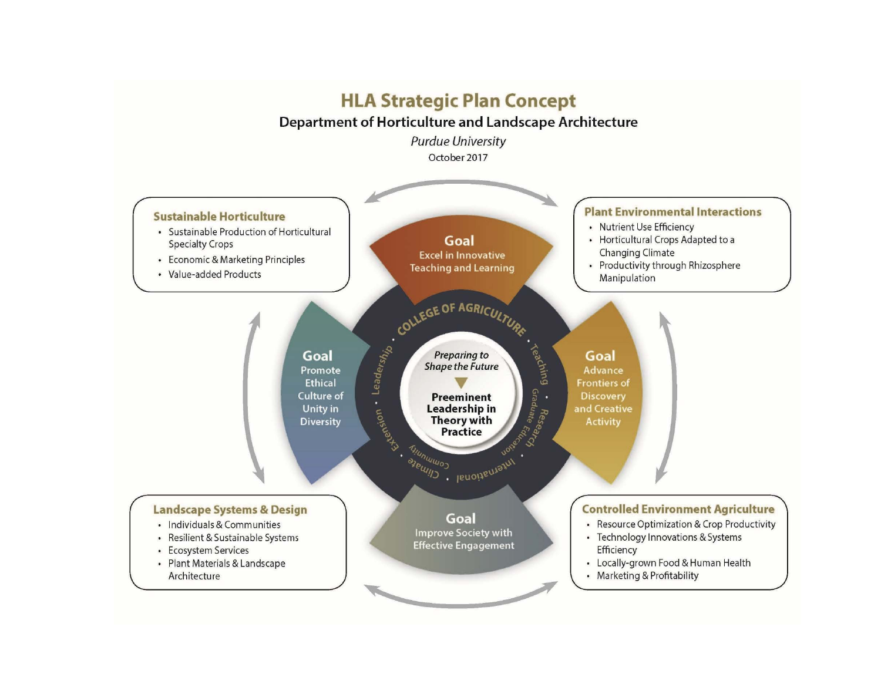# HLA Strategic Plan Concept

## Department of Horticulture and Landscape Architecture

*Purdue University*

October 2017

### Sustainable Horticulture

- Sustainable Production of Horticultural Specialty Crops
- Economic & Marketing Principles
- Value-added Products

### Plant Environmental Interactions

- Nutrient Use Efficiency
- Horticultural Crops Adapted to a Changing Climate
- Productivity through Rhizosphere Manipulation

**Goal**
Excel in Innovative Teaching and Learning

**Goal**
Promote Ethical Culture of Unity in Diversity

**Goal**
Advance Frontiers of Discovery and Creative Activity

**Goal**
Improve Society with Effective Engagement

COLLEGE OF AGRICULTURE • Teaching • Graduate Education • Research • International • Community • Climate • Extension • Leadership

*Preparing to Shape the Future*

**Preeminent Leadership in Theory with Practice**

### Landscape Systems & Design

- Individuals & Communities
- Resilient & Sustainable Systems
- Ecosystem Services
- Plant Materials & Landscape Architecture

### Controlled Environment Agriculture

- Resource Optimization & Crop Productivity
- Technology Innovations & Systems Efficiency
- Locally-grown Food & Human Health
- Marketing & Profitability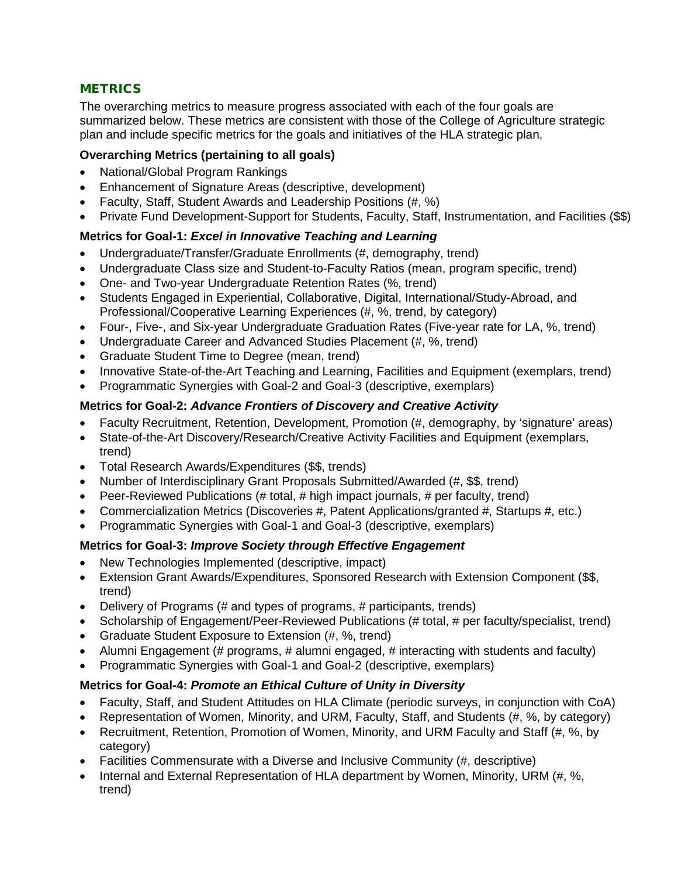## METRICS

The overarching metrics to measure progress associated with each of the four goals are summarized below. These metrics are consistent with those of the College of Agriculture strategic plan and include specific metrics for the goals and initiatives of the HLA strategic plan.

**Overarching Metrics (pertaining to all goals)**

- National/Global Program Rankings
- Enhancement of Signature Areas (descriptive, development)
- Faculty, Staff, Student Awards and Leadership Positions (#, %)
- Private Fund Development-Support for Students, Faculty, Staff, Instrumentation, and Facilities ($$)

**Metrics for Goal-1: *Excel in Innovative Teaching and Learning***

- Undergraduate/Transfer/Graduate Enrollments (#, demography, trend)
- Undergraduate Class size and Student-to-Faculty Ratios (mean, program specific, trend)
- One- and Two-year Undergraduate Retention Rates (%, trend)
- Students Engaged in Experiential, Collaborative, Digital, International/Study-Abroad, and Professional/Cooperative Learning Experiences (#, %, trend, by category)
- Four-, Five-, and Six-year Undergraduate Graduation Rates (Five-year rate for LA, %, trend)
- Undergraduate Career and Advanced Studies Placement (#, %, trend)
- Graduate Student Time to Degree (mean, trend)
- Innovative State-of-the-Art Teaching and Learning, Facilities and Equipment (exemplars, trend)
- Programmatic Synergies with Goal-2 and Goal-3 (descriptive, exemplars)

**Metrics for Goal-2: *Advance Frontiers of Discovery and Creative Activity***

- Faculty Recruitment, Retention, Development, Promotion (#, demography, by 'signature' areas)
- State-of-the-Art Discovery/Research/Creative Activity Facilities and Equipment (exemplars, trend)
- Total Research Awards/Expenditures ($$, trends)
- Number of Interdisciplinary Grant Proposals Submitted/Awarded (#, $$, trend)
- Peer-Reviewed Publications (# total, # high impact journals, # per faculty, trend)
- Commercialization Metrics (Discoveries #, Patent Applications/granted #, Startups #, etc.)
- Programmatic Synergies with Goal-1 and Goal-3 (descriptive, exemplars)

**Metrics for Goal-3: *Improve Society through Effective Engagement***

- New Technologies Implemented (descriptive, impact)
- Extension Grant Awards/Expenditures, Sponsored Research with Extension Component ($$, trend)
- Delivery of Programs (# and types of programs, # participants, trends)
- Scholarship of Engagement/Peer-Reviewed Publications (# total, # per faculty/specialist, trend)
- Graduate Student Exposure to Extension (#, %, trend)
- Alumni Engagement (# programs, # alumni engaged, # interacting with students and faculty)
- Programmatic Synergies with Goal-1 and Goal-2 (descriptive, exemplars)

**Metrics for Goal-4: *Promote an Ethical Culture of Unity in Diversity***

- Faculty, Staff, and Student Attitudes on HLA Climate (periodic surveys, in conjunction with CoA)
- Representation of Women, Minority, and URM, Faculty, Staff, and Students (#, %, by category)
- Recruitment, Retention, Promotion of Women, Minority, and URM Faculty and Staff (#, %, by category)
- Facilities Commensurate with a Diverse and Inclusive Community (#, descriptive)
- Internal and External Representation of HLA department by Women, Minority, URM (#, %, trend)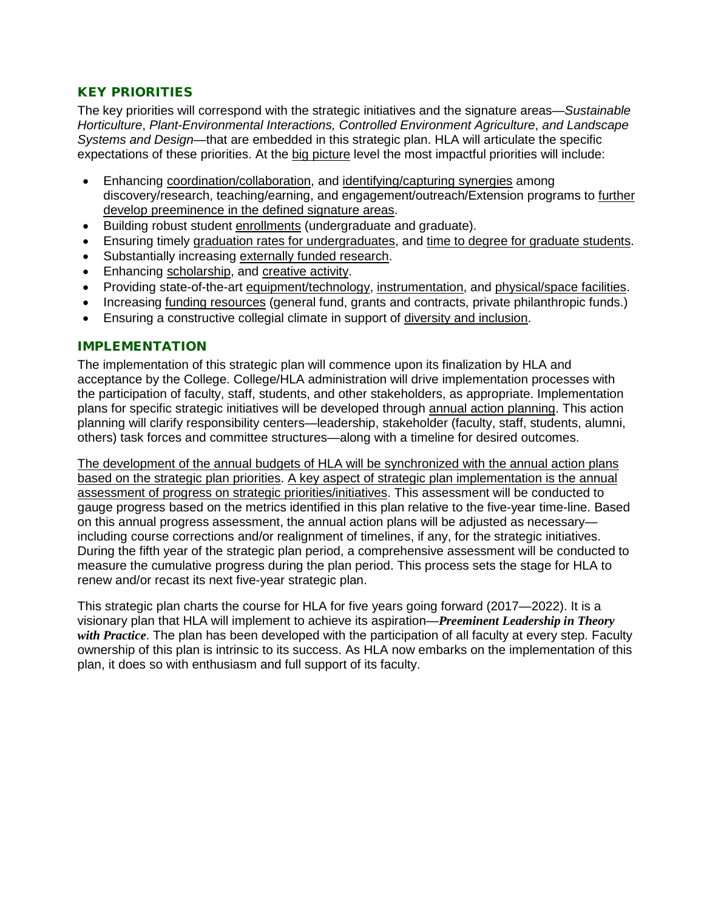## KEY PRIORITIES

The key priorities will correspond with the strategic initiatives and the signature areas—*Sustainable Horticulture*, *Plant-Environmental Interactions, Controlled Environment Agriculture*, *and Landscape Systems and Design*—that are embedded in this strategic plan. HLA will articulate the specific expectations of these priorities. At the big picture level the most impactful priorities will include:

- Enhancing coordination/collaboration, and identifying/capturing synergies among discovery/research, teaching/earning, and engagement/outreach/Extension programs to further develop preeminence in the defined signature areas.
- Building robust student enrollments (undergraduate and graduate).
- Ensuring timely graduation rates for undergraduates, and time to degree for graduate students.
- Substantially increasing externally funded research.
- Enhancing scholarship, and creative activity.
- Providing state-of-the-art equipment/technology, instrumentation, and physical/space facilities.
- Increasing funding resources (general fund, grants and contracts, private philanthropic funds.)
- Ensuring a constructive collegial climate in support of diversity and inclusion.

## IMPLEMENTATION

The implementation of this strategic plan will commence upon its finalization by HLA and acceptance by the College. College/HLA administration will drive implementation processes with the participation of faculty, staff, students, and other stakeholders, as appropriate. Implementation plans for specific strategic initiatives will be developed through annual action planning. This action planning will clarify responsibility centers—leadership, stakeholder (faculty, staff, students, alumni, others) task forces and committee structures—along with a timeline for desired outcomes.

The development of the annual budgets of HLA will be synchronized with the annual action plans based on the strategic plan priorities. A key aspect of strategic plan implementation is the annual assessment of progress on strategic priorities/initiatives. This assessment will be conducted to gauge progress based on the metrics identified in this plan relative to the five-year time-line. Based on this annual progress assessment, the annual action plans will be adjusted as necessary—including course corrections and/or realignment of timelines, if any, for the strategic initiatives. During the fifth year of the strategic plan period, a comprehensive assessment will be conducted to measure the cumulative progress during the plan period. This process sets the stage for HLA to renew and/or recast its next five-year strategic plan.

This strategic plan charts the course for HLA for five years going forward (2017—2022). It is a visionary plan that HLA will implement to achieve its aspiration—***Preeminent Leadership in Theory with Practice***. The plan has been developed with the participation of all faculty at every step. Faculty ownership of this plan is intrinsic to its success. As HLA now embarks on the implementation of this plan, it does so with enthusiasm and full support of its faculty.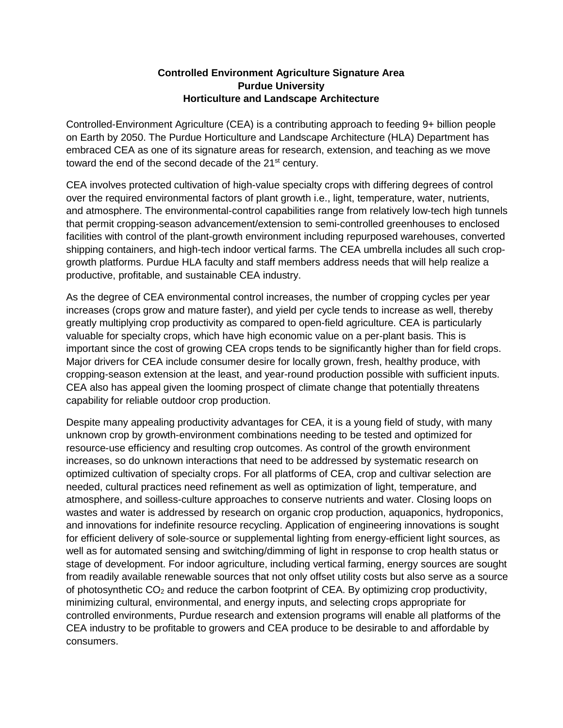**Controlled Environment Agriculture Signature Area**
**Purdue University**
**Horticulture and Landscape Architecture**

Controlled-Environment Agriculture (CEA) is a contributing approach to feeding 9+ billion people on Earth by 2050. The Purdue Horticulture and Landscape Architecture (HLA) Department has embraced CEA as one of its signature areas for research, extension, and teaching as we move toward the end of the second decade of the 21st century.

CEA involves protected cultivation of high-value specialty crops with differing degrees of control over the required environmental factors of plant growth i.e., light, temperature, water, nutrients, and atmosphere. The environmental-control capabilities range from relatively low-tech high tunnels that permit cropping-season advancement/extension to semi-controlled greenhouses to enclosed facilities with control of the plant-growth environment including repurposed warehouses, converted shipping containers, and high-tech indoor vertical farms. The CEA umbrella includes all such crop-growth platforms. Purdue HLA faculty and staff members address needs that will help realize a productive, profitable, and sustainable CEA industry.

As the degree of CEA environmental control increases, the number of cropping cycles per year increases (crops grow and mature faster), and yield per cycle tends to increase as well, thereby greatly multiplying crop productivity as compared to open-field agriculture. CEA is particularly valuable for specialty crops, which have high economic value on a per-plant basis. This is important since the cost of growing CEA crops tends to be significantly higher than for field crops. Major drivers for CEA include consumer desire for locally grown, fresh, healthy produce, with cropping-season extension at the least, and year-round production possible with sufficient inputs. CEA also has appeal given the looming prospect of climate change that potentially threatens capability for reliable outdoor crop production.

Despite many appealing productivity advantages for CEA, it is a young field of study, with many unknown crop by growth-environment combinations needing to be tested and optimized for resource-use efficiency and resulting crop outcomes. As control of the growth environment increases, so do unknown interactions that need to be addressed by systematic research on optimized cultivation of specialty crops. For all platforms of CEA, crop and cultivar selection are needed, cultural practices need refinement as well as optimization of light, temperature, and atmosphere, and soilless-culture approaches to conserve nutrients and water. Closing loops on wastes and water is addressed by research on organic crop production, aquaponics, hydroponics, and innovations for indefinite resource recycling. Application of engineering innovations is sought for efficient delivery of sole-source or supplemental lighting from energy-efficient light sources, as well as for automated sensing and switching/dimming of light in response to crop health status or stage of development. For indoor agriculture, including vertical farming, energy sources are sought from readily available renewable sources that not only offset utility costs but also serve as a source of photosynthetic $CO_2$ and reduce the carbon footprint of CEA. By optimizing crop productivity, minimizing cultural, environmental, and energy inputs, and selecting crops appropriate for controlled environments, Purdue research and extension programs will enable all platforms of the CEA industry to be profitable to growers and CEA produce to be desirable to and affordable by consumers.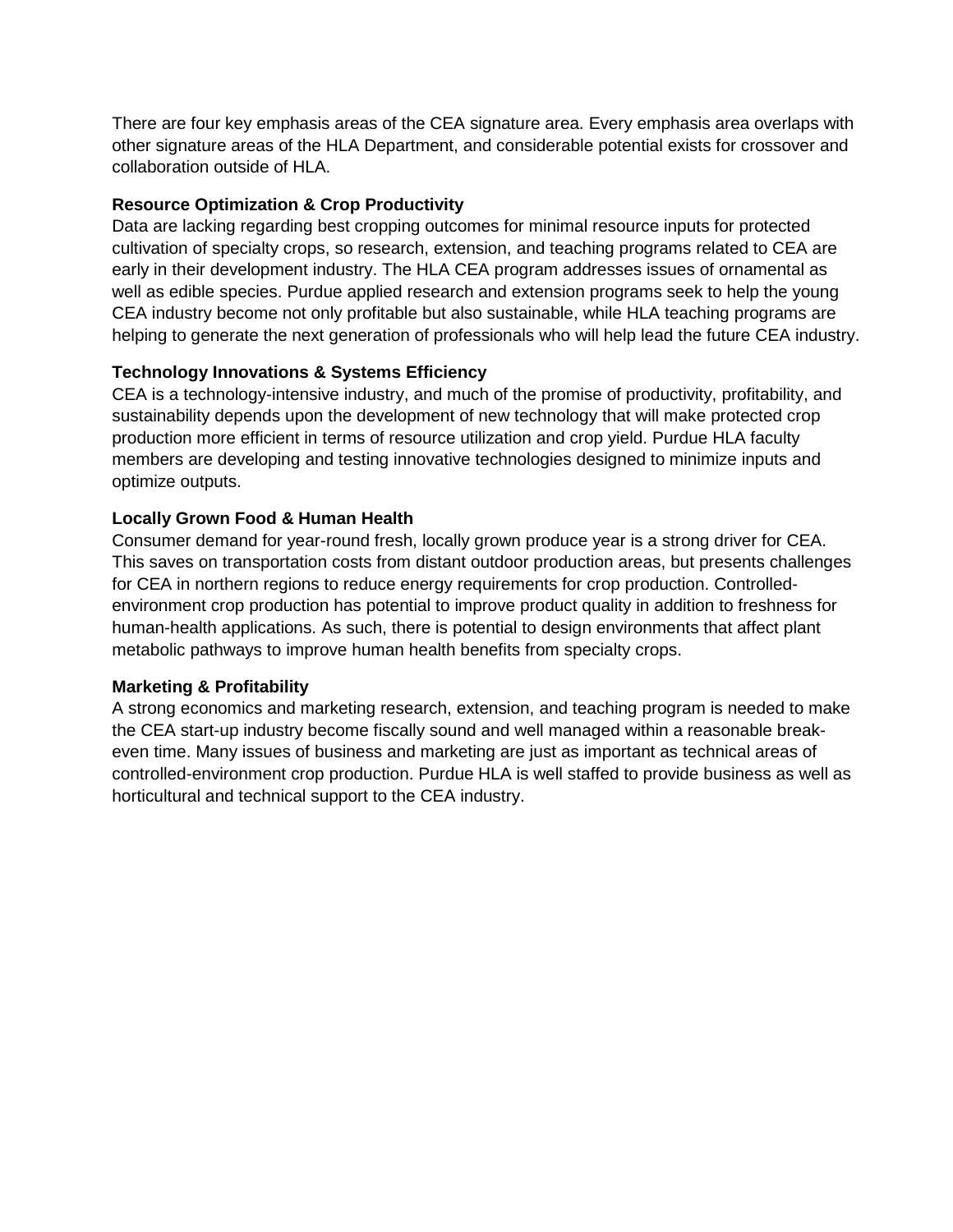There are four key emphasis areas of the CEA signature area. Every emphasis area overlaps with other signature areas of the HLA Department, and considerable potential exists for crossover and collaboration outside of HLA.

**Resource Optimization & Crop Productivity**

Data are lacking regarding best cropping outcomes for minimal resource inputs for protected cultivation of specialty crops, so research, extension, and teaching programs related to CEA are early in their development industry. The HLA CEA program addresses issues of ornamental as well as edible species. Purdue applied research and extension programs seek to help the young CEA industry become not only profitable but also sustainable, while HLA teaching programs are helping to generate the next generation of professionals who will help lead the future CEA industry.

**Technology Innovations & Systems Efficiency**

CEA is a technology-intensive industry, and much of the promise of productivity, profitability, and sustainability depends upon the development of new technology that will make protected crop production more efficient in terms of resource utilization and crop yield. Purdue HLA faculty members are developing and testing innovative technologies designed to minimize inputs and optimize outputs.

**Locally Grown Food & Human Health**

Consumer demand for year-round fresh, locally grown produce year is a strong driver for CEA. This saves on transportation costs from distant outdoor production areas, but presents challenges for CEA in northern regions to reduce energy requirements for crop production. Controlled-environment crop production has potential to improve product quality in addition to freshness for human-health applications. As such, there is potential to design environments that affect plant metabolic pathways to improve human health benefits from specialty crops.

**Marketing & Profitability**

A strong economics and marketing research, extension, and teaching program is needed to make the CEA start-up industry become fiscally sound and well managed within a reasonable break-even time. Many issues of business and marketing are just as important as technical areas of controlled-environment crop production. Purdue HLA is well staffed to provide business as well as horticultural and technical support to the CEA industry.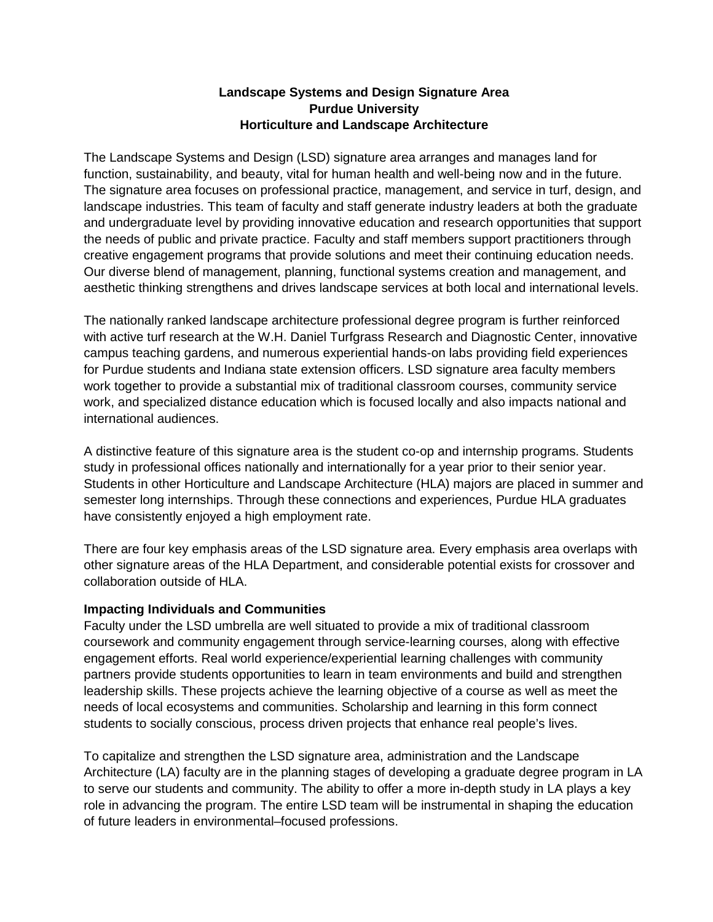**Landscape Systems and Design Signature Area**
**Purdue University**
**Horticulture and Landscape Architecture**

The Landscape Systems and Design (LSD) signature area arranges and manages land for function, sustainability, and beauty, vital for human health and well-being now and in the future. The signature area focuses on professional practice, management, and service in turf, design, and landscape industries. This team of faculty and staff generate industry leaders at both the graduate and undergraduate level by providing innovative education and research opportunities that support the needs of public and private practice. Faculty and staff members support practitioners through creative engagement programs that provide solutions and meet their continuing education needs. Our diverse blend of management, planning, functional systems creation and management, and aesthetic thinking strengthens and drives landscape services at both local and international levels.

The nationally ranked landscape architecture professional degree program is further reinforced with active turf research at the W.H. Daniel Turfgrass Research and Diagnostic Center, innovative campus teaching gardens, and numerous experiential hands-on labs providing field experiences for Purdue students and Indiana state extension officers. LSD signature area faculty members work together to provide a substantial mix of traditional classroom courses, community service work, and specialized distance education which is focused locally and also impacts national and international audiences.

A distinctive feature of this signature area is the student co-op and internship programs. Students study in professional offices nationally and internationally for a year prior to their senior year. Students in other Horticulture and Landscape Architecture (HLA) majors are placed in summer and semester long internships. Through these connections and experiences, Purdue HLA graduates have consistently enjoyed a high employment rate.

There are four key emphasis areas of the LSD signature area. Every emphasis area overlaps with other signature areas of the HLA Department, and considerable potential exists for crossover and collaboration outside of HLA.

**Impacting Individuals and Communities**

Faculty under the LSD umbrella are well situated to provide a mix of traditional classroom coursework and community engagement through service-learning courses, along with effective engagement efforts. Real world experience/experiential learning challenges with community partners provide students opportunities to learn in team environments and build and strengthen leadership skills. These projects achieve the learning objective of a course as well as meet the needs of local ecosystems and communities. Scholarship and learning in this form connect students to socially conscious, process driven projects that enhance real people's lives.

To capitalize and strengthen the LSD signature area, administration and the Landscape Architecture (LA) faculty are in the planning stages of developing a graduate degree program in LA to serve our students and community. The ability to offer a more in-depth study in LA plays a key role in advancing the program. The entire LSD team will be instrumental in shaping the education of future leaders in environmental–focused professions.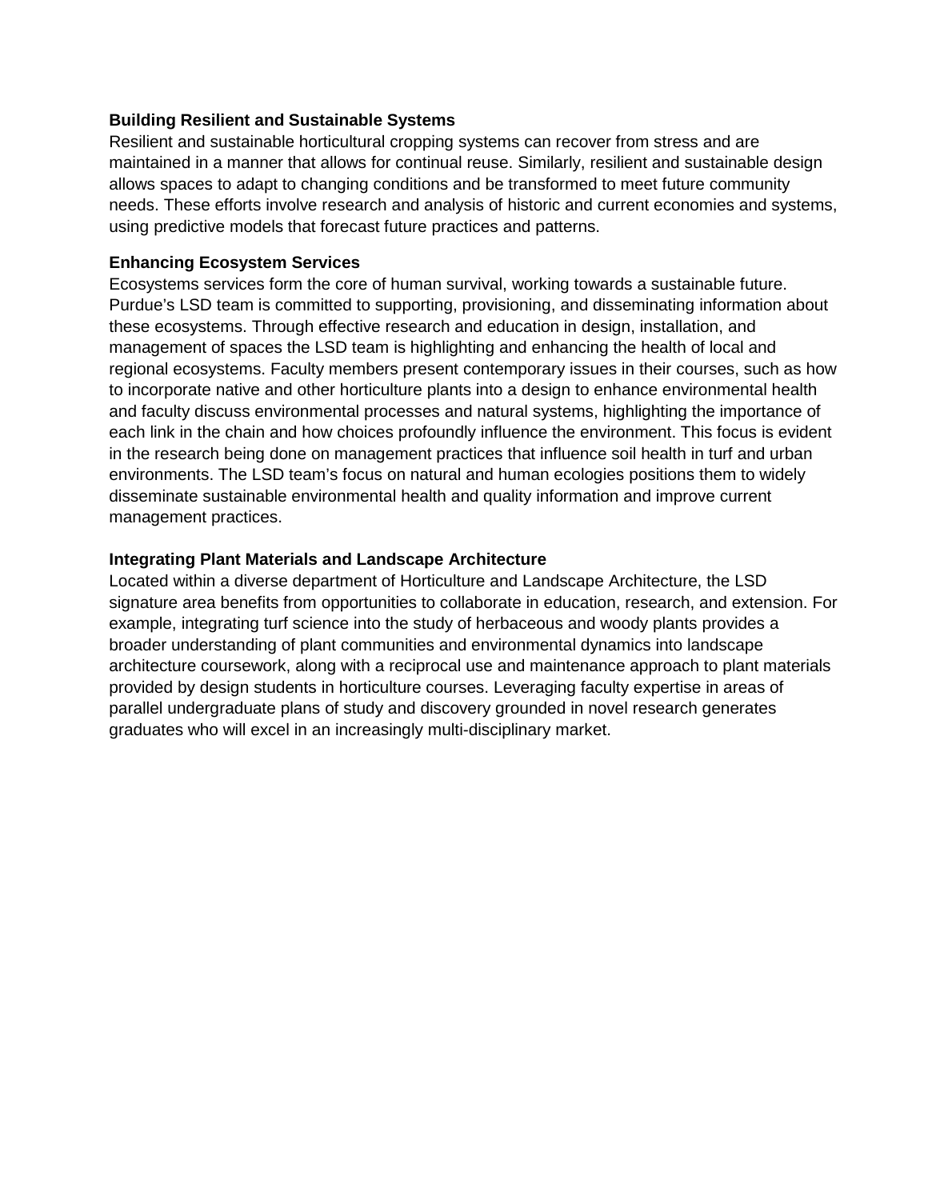**Building Resilient and Sustainable Systems**

Resilient and sustainable horticultural cropping systems can recover from stress and are maintained in a manner that allows for continual reuse. Similarly, resilient and sustainable design allows spaces to adapt to changing conditions and be transformed to meet future community needs. These efforts involve research and analysis of historic and current economies and systems, using predictive models that forecast future practices and patterns.

**Enhancing Ecosystem Services**

Ecosystems services form the core of human survival, working towards a sustainable future. Purdue's LSD team is committed to supporting, provisioning, and disseminating information about these ecosystems. Through effective research and education in design, installation, and management of spaces the LSD team is highlighting and enhancing the health of local and regional ecosystems. Faculty members present contemporary issues in their courses, such as how to incorporate native and other horticulture plants into a design to enhance environmental health and faculty discuss environmental processes and natural systems, highlighting the importance of each link in the chain and how choices profoundly influence the environment. This focus is evident in the research being done on management practices that influence soil health in turf and urban environments. The LSD team's focus on natural and human ecologies positions them to widely disseminate sustainable environmental health and quality information and improve current management practices.

**Integrating Plant Materials and Landscape Architecture**

Located within a diverse department of Horticulture and Landscape Architecture, the LSD signature area benefits from opportunities to collaborate in education, research, and extension. For example, integrating turf science into the study of herbaceous and woody plants provides a broader understanding of plant communities and environmental dynamics into landscape architecture coursework, along with a reciprocal use and maintenance approach to plant materials provided by design students in horticulture courses. Leveraging faculty expertise in areas of parallel undergraduate plans of study and discovery grounded in novel research generates graduates who will excel in an increasingly multi-disciplinary market.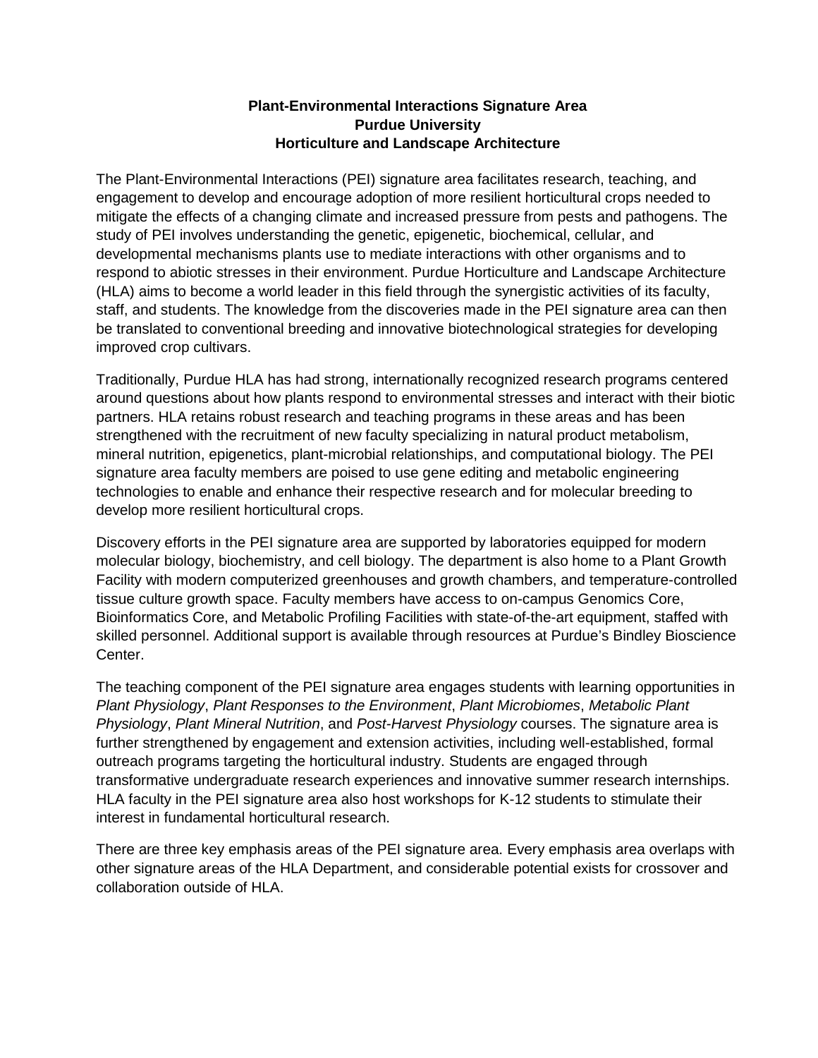**Plant-Environmental Interactions Signature Area**
**Purdue University**
**Horticulture and Landscape Architecture**

The Plant-Environmental Interactions (PEI) signature area facilitates research, teaching, and engagement to develop and encourage adoption of more resilient horticultural crops needed to mitigate the effects of a changing climate and increased pressure from pests and pathogens. The study of PEI involves understanding the genetic, epigenetic, biochemical, cellular, and developmental mechanisms plants use to mediate interactions with other organisms and to respond to abiotic stresses in their environment. Purdue Horticulture and Landscape Architecture (HLA) aims to become a world leader in this field through the synergistic activities of its faculty, staff, and students. The knowledge from the discoveries made in the PEI signature area can then be translated to conventional breeding and innovative biotechnological strategies for developing improved crop cultivars.

Traditionally, Purdue HLA has had strong, internationally recognized research programs centered around questions about how plants respond to environmental stresses and interact with their biotic partners. HLA retains robust research and teaching programs in these areas and has been strengthened with the recruitment of new faculty specializing in natural product metabolism, mineral nutrition, epigenetics, plant-microbial relationships, and computational biology. The PEI signature area faculty members are poised to use gene editing and metabolic engineering technologies to enable and enhance their respective research and for molecular breeding to develop more resilient horticultural crops.

Discovery efforts in the PEI signature area are supported by laboratories equipped for modern molecular biology, biochemistry, and cell biology. The department is also home to a Plant Growth Facility with modern computerized greenhouses and growth chambers, and temperature-controlled tissue culture growth space. Faculty members have access to on-campus Genomics Core, Bioinformatics Core, and Metabolic Profiling Facilities with state-of-the-art equipment, staffed with skilled personnel. Additional support is available through resources at Purdue's Bindley Bioscience Center.

The teaching component of the PEI signature area engages students with learning opportunities in *Plant Physiology*, *Plant Responses to the Environment*, *Plant Microbiomes*, *Metabolic Plant Physiology*, *Plant Mineral Nutrition*, and *Post-Harvest Physiology* courses. The signature area is further strengthened by engagement and extension activities, including well-established, formal outreach programs targeting the horticultural industry. Students are engaged through transformative undergraduate research experiences and innovative summer research internships. HLA faculty in the PEI signature area also host workshops for K-12 students to stimulate their interest in fundamental horticultural research.

There are three key emphasis areas of the PEI signature area. Every emphasis area overlaps with other signature areas of the HLA Department, and considerable potential exists for crossover and collaboration outside of HLA.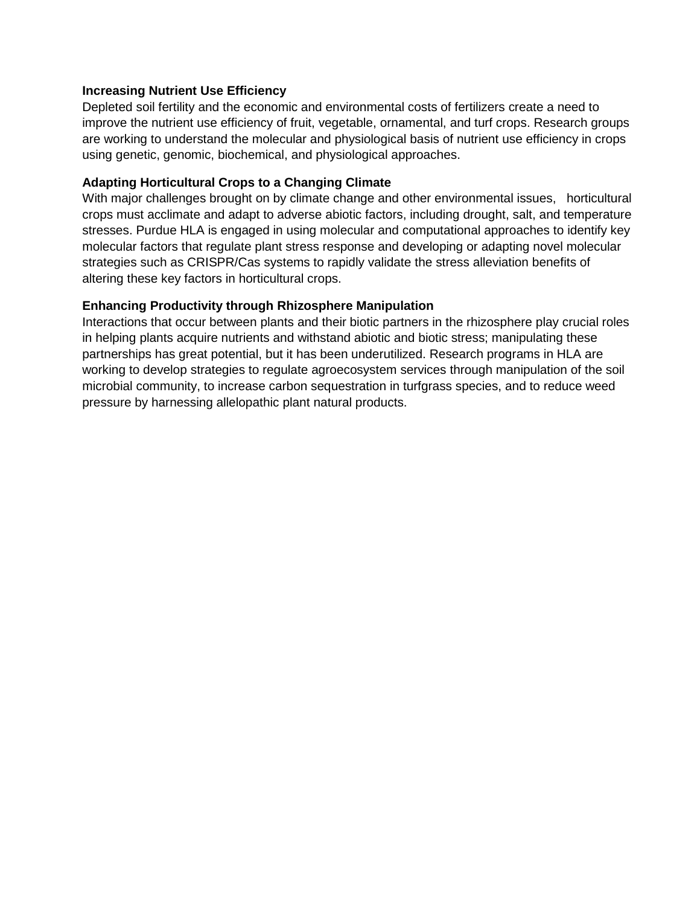**Increasing Nutrient Use Efficiency**

Depleted soil fertility and the economic and environmental costs of fertilizers create a need to improve the nutrient use efficiency of fruit, vegetable, ornamental, and turf crops. Research groups are working to understand the molecular and physiological basis of nutrient use efficiency in crops using genetic, genomic, biochemical, and physiological approaches.

**Adapting Horticultural Crops to a Changing Climate**

With major challenges brought on by climate change and other environmental issues, horticultural crops must acclimate and adapt to adverse abiotic factors, including drought, salt, and temperature stresses. Purdue HLA is engaged in using molecular and computational approaches to identify key molecular factors that regulate plant stress response and developing or adapting novel molecular strategies such as CRISPR/Cas systems to rapidly validate the stress alleviation benefits of altering these key factors in horticultural crops.

**Enhancing Productivity through Rhizosphere Manipulation**

Interactions that occur between plants and their biotic partners in the rhizosphere play crucial roles in helping plants acquire nutrients and withstand abiotic and biotic stress; manipulating these partnerships has great potential, but it has been underutilized. Research programs in HLA are working to develop strategies to regulate agroecosystem services through manipulation of the soil microbial community, to increase carbon sequestration in turfgrass species, and to reduce weed pressure by harnessing allelopathic plant natural products.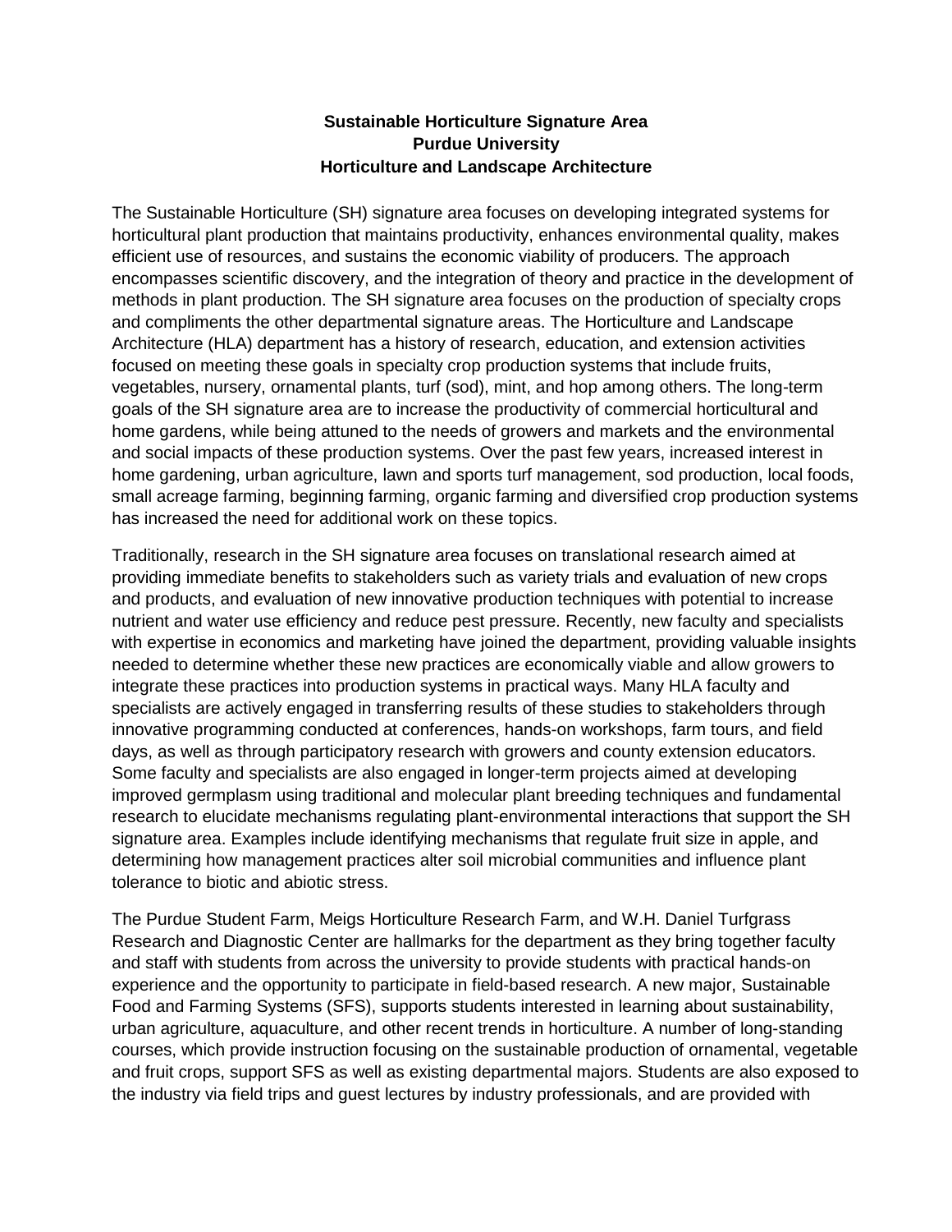**Sustainable Horticulture Signature Area**
**Purdue University**
**Horticulture and Landscape Architecture**

The Sustainable Horticulture (SH) signature area focuses on developing integrated systems for horticultural plant production that maintains productivity, enhances environmental quality, makes efficient use of resources, and sustains the economic viability of producers. The approach encompasses scientific discovery, and the integration of theory and practice in the development of methods in plant production. The SH signature area focuses on the production of specialty crops and compliments the other departmental signature areas. The Horticulture and Landscape Architecture (HLA) department has a history of research, education, and extension activities focused on meeting these goals in specialty crop production systems that include fruits, vegetables, nursery, ornamental plants, turf (sod), mint, and hop among others. The long-term goals of the SH signature area are to increase the productivity of commercial horticultural and home gardens, while being attuned to the needs of growers and markets and the environmental and social impacts of these production systems. Over the past few years, increased interest in home gardening, urban agriculture, lawn and sports turf management, sod production, local foods, small acreage farming, beginning farming, organic farming and diversified crop production systems has increased the need for additional work on these topics.

Traditionally, research in the SH signature area focuses on translational research aimed at providing immediate benefits to stakeholders such as variety trials and evaluation of new crops and products, and evaluation of new innovative production techniques with potential to increase nutrient and water use efficiency and reduce pest pressure. Recently, new faculty and specialists with expertise in economics and marketing have joined the department, providing valuable insights needed to determine whether these new practices are economically viable and allow growers to integrate these practices into production systems in practical ways. Many HLA faculty and specialists are actively engaged in transferring results of these studies to stakeholders through innovative programming conducted at conferences, hands-on workshops, farm tours, and field days, as well as through participatory research with growers and county extension educators. Some faculty and specialists are also engaged in longer-term projects aimed at developing improved germplasm using traditional and molecular plant breeding techniques and fundamental research to elucidate mechanisms regulating plant-environmental interactions that support the SH signature area. Examples include identifying mechanisms that regulate fruit size in apple, and determining how management practices alter soil microbial communities and influence plant tolerance to biotic and abiotic stress.

The Purdue Student Farm, Meigs Horticulture Research Farm, and W.H. Daniel Turfgrass Research and Diagnostic Center are hallmarks for the department as they bring together faculty and staff with students from across the university to provide students with practical hands-on experience and the opportunity to participate in field-based research. A new major, Sustainable Food and Farming Systems (SFS), supports students interested in learning about sustainability, urban agriculture, aquaculture, and other recent trends in horticulture. A number of long-standing courses, which provide instruction focusing on the sustainable production of ornamental, vegetable and fruit crops, support SFS as well as existing departmental majors. Students are also exposed to the industry via field trips and guest lectures by industry professionals, and are provided with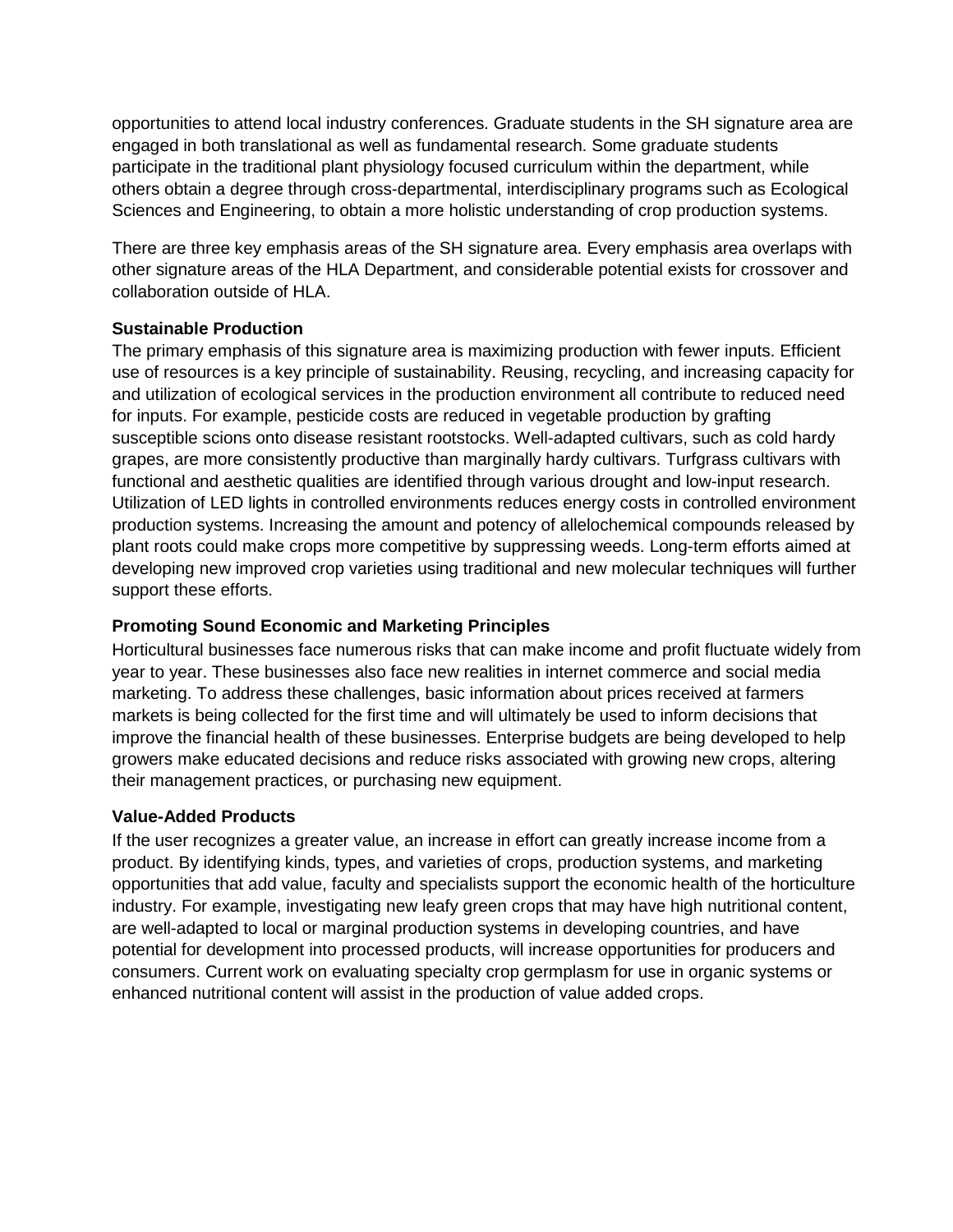opportunities to attend local industry conferences. Graduate students in the SH signature area are engaged in both translational as well as fundamental research. Some graduate students participate in the traditional plant physiology focused curriculum within the department, while others obtain a degree through cross-departmental, interdisciplinary programs such as Ecological Sciences and Engineering, to obtain a more holistic understanding of crop production systems.

There are three key emphasis areas of the SH signature area. Every emphasis area overlaps with other signature areas of the HLA Department, and considerable potential exists for crossover and collaboration outside of HLA.

**Sustainable Production**

The primary emphasis of this signature area is maximizing production with fewer inputs. Efficient use of resources is a key principle of sustainability. Reusing, recycling, and increasing capacity for and utilization of ecological services in the production environment all contribute to reduced need for inputs. For example, pesticide costs are reduced in vegetable production by grafting susceptible scions onto disease resistant rootstocks. Well-adapted cultivars, such as cold hardy grapes, are more consistently productive than marginally hardy cultivars. Turfgrass cultivars with functional and aesthetic qualities are identified through various drought and low-input research. Utilization of LED lights in controlled environments reduces energy costs in controlled environment production systems. Increasing the amount and potency of allelochemical compounds released by plant roots could make crops more competitive by suppressing weeds. Long-term efforts aimed at developing new improved crop varieties using traditional and new molecular techniques will further support these efforts.

**Promoting Sound Economic and Marketing Principles**

Horticultural businesses face numerous risks that can make income and profit fluctuate widely from year to year. These businesses also face new realities in internet commerce and social media marketing. To address these challenges, basic information about prices received at farmers markets is being collected for the first time and will ultimately be used to inform decisions that improve the financial health of these businesses. Enterprise budgets are being developed to help growers make educated decisions and reduce risks associated with growing new crops, altering their management practices, or purchasing new equipment.

**Value-Added Products**

If the user recognizes a greater value, an increase in effort can greatly increase income from a product. By identifying kinds, types, and varieties of crops, production systems, and marketing opportunities that add value, faculty and specialists support the economic health of the horticulture industry. For example, investigating new leafy green crops that may have high nutritional content, are well-adapted to local or marginal production systems in developing countries, and have potential for development into processed products, will increase opportunities for producers and consumers. Current work on evaluating specialty crop germplasm for use in organic systems or enhanced nutritional content will assist in the production of value added crops.